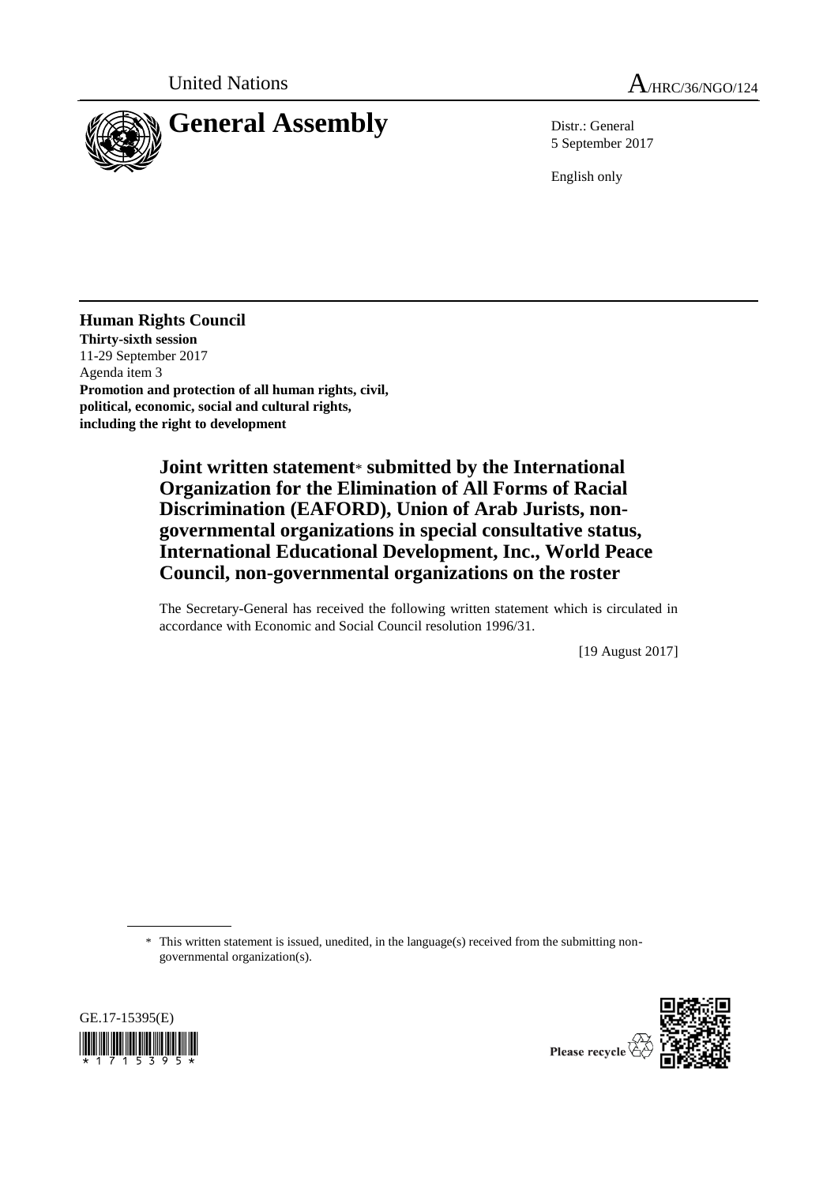United Nations A/HRC/36/NGO/124

# General Assembly

Distr.: General
5 September 2017

English only

**Human Rights Council**
**Thirty-sixth session**
11-29 September 2017
Agenda item 3
**Promotion and protection of all human rights, civil, political, economic, social and cultural rights, including the right to development**

## Joint written statement* submitted by the International Organization for the Elimination of All Forms of Racial Discrimination (EAFORD), Union of Arab Jurists, non-governmental organizations in special consultative status, International Educational Development, Inc., World Peace Council, non-governmental organizations on the roster

The Secretary-General has received the following written statement which is circulated in accordance with Economic and Social Council resolution 1996/31.

[19 August 2017]

\* This written statement is issued, unedited, in the language(s) received from the submitting non-governmental organization(s).

GE.17-15395(E)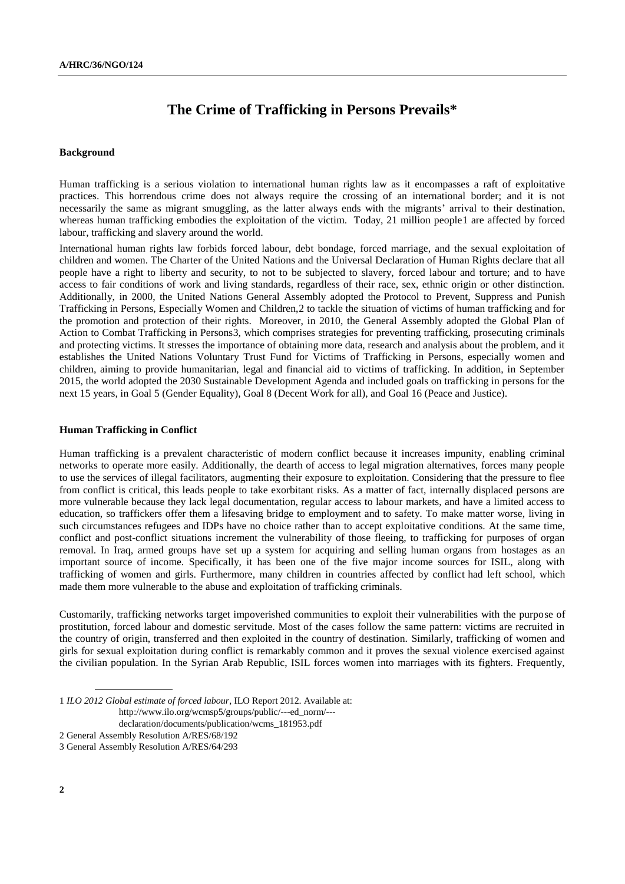# The Crime of Trafficking in Persons Prevails*

**Background**

Human trafficking is a serious violation to international human rights law as it encompasses a raft of exploitative practices. This horrendous crime does not always require the crossing of an international border; and it is not necessarily the same as migrant smuggling, as the latter always ends with the migrants' arrival to their destination, whereas human trafficking embodies the exploitation of the victim. Today, 21 million people[1] are affected by forced labour, trafficking and slavery around the world.

International human rights law forbids forced labour, debt bondage, forced marriage, and the sexual exploitation of children and women. The Charter of the United Nations and the Universal Declaration of Human Rights declare that all people have a right to liberty and security, to not to be subjected to slavery, forced labour and torture; and to have access to fair conditions of work and living standards, regardless of their race, sex, ethnic origin or other distinction. Additionally, in 2000, the United Nations General Assembly adopted the Protocol to Prevent, Suppress and Punish Trafficking in Persons, Especially Women and Children,[2] to tackle the situation of victims of human trafficking and for the promotion and protection of their rights. Moreover, in 2010, the General Assembly adopted the Global Plan of Action to Combat Trafficking in Persons[3], which comprises strategies for preventing trafficking, prosecuting criminals and protecting victims. It stresses the importance of obtaining more data, research and analysis about the problem, and it establishes the United Nations Voluntary Trust Fund for Victims of Trafficking in Persons, especially women and children, aiming to provide humanitarian, legal and financial aid to victims of trafficking. In addition, in September 2015, the world adopted the 2030 Sustainable Development Agenda and included goals on trafficking in persons for the next 15 years, in Goal 5 (Gender Equality), Goal 8 (Decent Work for all), and Goal 16 (Peace and Justice).

**Human Trafficking in Conflict**

Human trafficking is a prevalent characteristic of modern conflict because it increases impunity, enabling criminal networks to operate more easily. Additionally, the dearth of access to legal migration alternatives, forces many people to use the services of illegal facilitators, augmenting their exposure to exploitation. Considering that the pressure to flee from conflict is critical, this leads people to take exorbitant risks. As a matter of fact, internally displaced persons are more vulnerable because they lack legal documentation, regular access to labour markets, and have a limited access to education, so traffickers offer them a lifesaving bridge to employment and to safety. To make matter worse, living in such circumstances refugees and IDPs have no choice rather than to accept exploitative conditions. At the same time, conflict and post-conflict situations increment the vulnerability of those fleeing, to trafficking for purposes of organ removal. In Iraq, armed groups have set up a system for acquiring and selling human organs from hostages as an important source of income. Specifically, it has been one of the five major income sources for ISIL, along with trafficking of women and girls. Furthermore, many children in countries affected by conflict had left school, which made them more vulnerable to the abuse and exploitation of trafficking criminals.

Customarily, trafficking networks target impoverished communities to exploit their vulnerabilities with the purpose of prostitution, forced labour and domestic servitude. Most of the cases follow the same pattern: victims are recruited in the country of origin, transferred and then exploited in the country of destination. Similarly, trafficking of women and girls for sexual exploitation during conflict is remarkably common and it proves the sexual violence exercised against the civilian population. In the Syrian Arab Republic, ISIL forces women into marriages with its fighters. Frequently,

---

1 *ILO 2012 Global estimate of forced labour*, ILO Report 2012. Available at: http://www.ilo.org/wcmsp5/groups/public/---ed_norm/---declaration/documents/publication/wcms_181953.pdf

2 General Assembly Resolution A/RES/68/192

3 General Assembly Resolution A/RES/64/293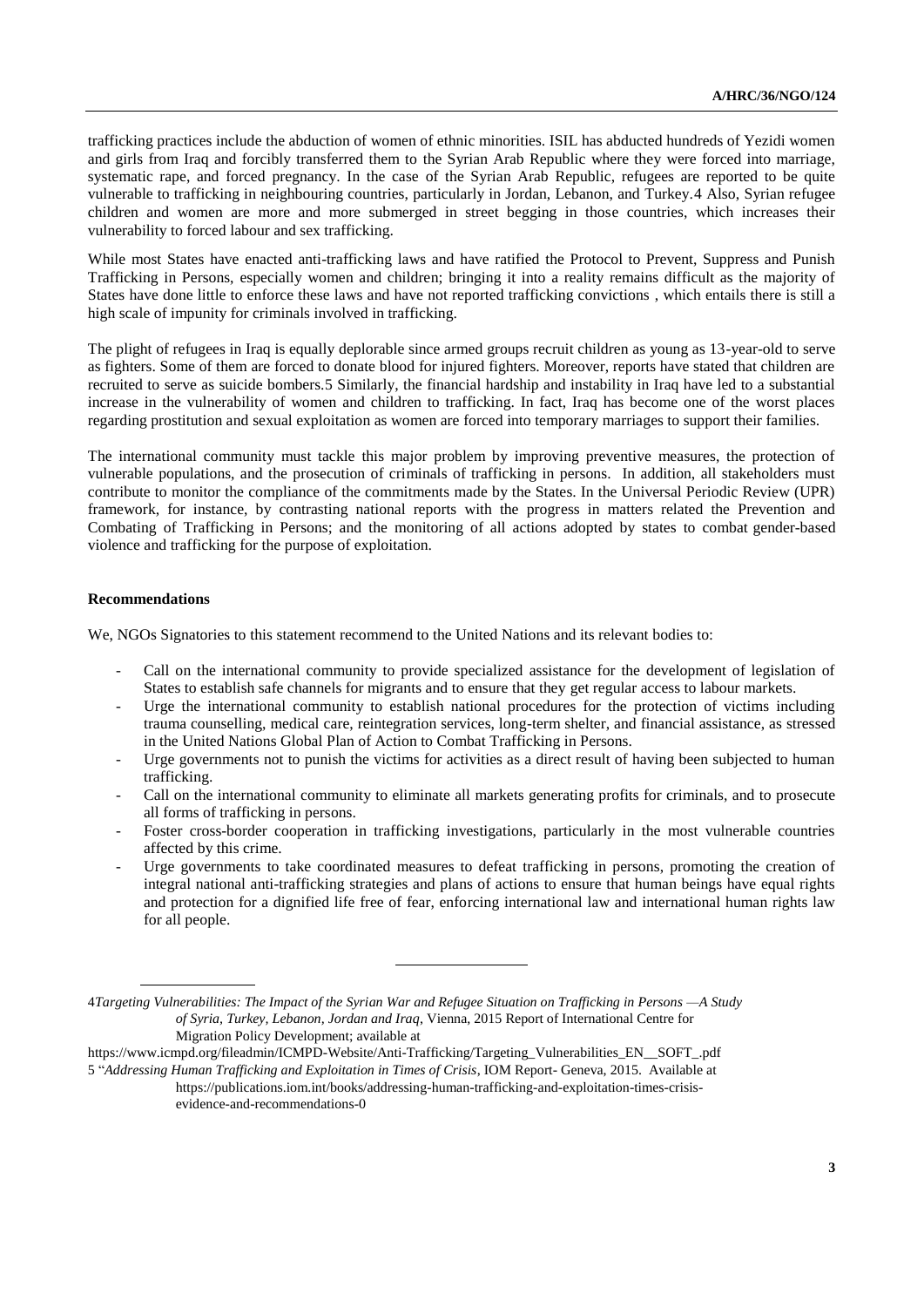trafficking practices include the abduction of women of ethnic minorities. ISIL has abducted hundreds of Yezidi women and girls from Iraq and forcibly transferred them to the Syrian Arab Republic where they were forced into marriage, systematic rape, and forced pregnancy. In the case of the Syrian Arab Republic, refugees are reported to be quite vulnerable to trafficking in neighbouring countries, particularly in Jordan, Lebanon, and Turkey.[4] Also, Syrian refugee children and women are more and more submerged in street begging in those countries, which increases their vulnerability to forced labour and sex trafficking.

While most States have enacted anti-trafficking laws and have ratified the Protocol to Prevent, Suppress and Punish Trafficking in Persons, especially women and children; bringing it into a reality remains difficult as the majority of States have done little to enforce these laws and have not reported trafficking convictions , which entails there is still a high scale of impunity for criminals involved in trafficking.

The plight of refugees in Iraq is equally deplorable since armed groups recruit children as young as 13-year-old to serve as fighters. Some of them are forced to donate blood for injured fighters. Moreover, reports have stated that children are recruited to serve as suicide bombers.[5] Similarly, the financial hardship and instability in Iraq have led to a substantial increase in the vulnerability of women and children to trafficking. In fact, Iraq has become one of the worst places regarding prostitution and sexual exploitation as women are forced into temporary marriages to support their families.

The international community must tackle this major problem by improving preventive measures, the protection of vulnerable populations, and the prosecution of criminals of trafficking in persons. In addition, all stakeholders must contribute to monitor the compliance of the commitments made by the States. In the Universal Periodic Review (UPR) framework, for instance, by contrasting national reports with the progress in matters related the Prevention and Combating of Trafficking in Persons; and the monitoring of all actions adopted by states to combat gender-based violence and trafficking for the purpose of exploitation.

**Recommendations**

We, NGOs Signatories to this statement recommend to the United Nations and its relevant bodies to:

- Call on the international community to provide specialized assistance for the development of legislation of States to establish safe channels for migrants and to ensure that they get regular access to labour markets.
- Urge the international community to establish national procedures for the protection of victims including trauma counselling, medical care, reintegration services, long-term shelter, and financial assistance, as stressed in the United Nations Global Plan of Action to Combat Trafficking in Persons.
- Urge governments not to punish the victims for activities as a direct result of having been subjected to human trafficking.
- Call on the international community to eliminate all markets generating profits for criminals, and to prosecute all forms of trafficking in persons.
- Foster cross-border cooperation in trafficking investigations, particularly in the most vulnerable countries affected by this crime.
- Urge governments to take coordinated measures to defeat trafficking in persons, promoting the creation of integral national anti-trafficking strategies and plans of actions to ensure that human beings have equal rights and protection for a dignified life free of fear, enforcing international law and international human rights law for all people.

---

[4] *Targeting Vulnerabilities: The Impact of the Syrian War and Refugee Situation on Trafficking in Persons —A Study of Syria, Turkey, Lebanon, Jordan and Iraq*, Vienna, 2015 Report of International Centre for Migration Policy Development; available at https://www.icmpd.org/fileadmin/ICMPD-Website/Anti-Trafficking/Targeting_Vulnerabilities_EN__SOFT_.pdf

[5] "*Addressing Human Trafficking and Exploitation in Times of Crisis*, IOM Report- Geneva, 2015. Available at https://publications.iom.int/books/addressing-human-trafficking-and-exploitation-times-crisis-evidence-and-recommendations-0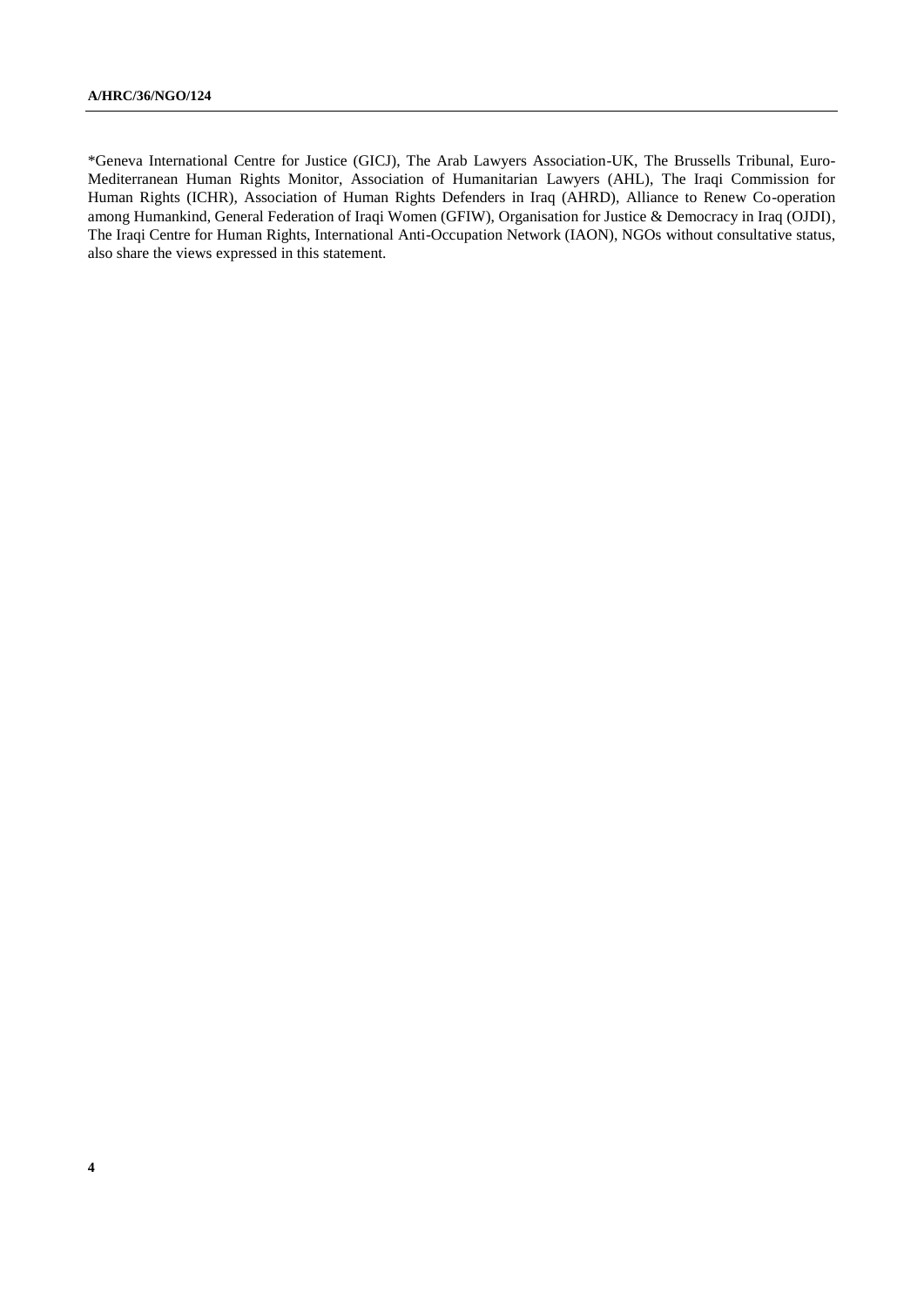*Geneva International Centre for Justice (GICJ), The Arab Lawyers Association-UK, The Brussells Tribunal, Euro-Mediterranean Human Rights Monitor, Association of Humanitarian Lawyers (AHL), The Iraqi Commission for Human Rights (ICHR), Association of Human Rights Defenders in Iraq (AHRD), Alliance to Renew Co-operation among Humankind, General Federation of Iraqi Women (GFIW), Organisation for Justice & Democracy in Iraq (OJDI), The Iraqi Centre for Human Rights, International Anti-Occupation Network (IAON), NGOs without consultative status, also share the views expressed in this statement.